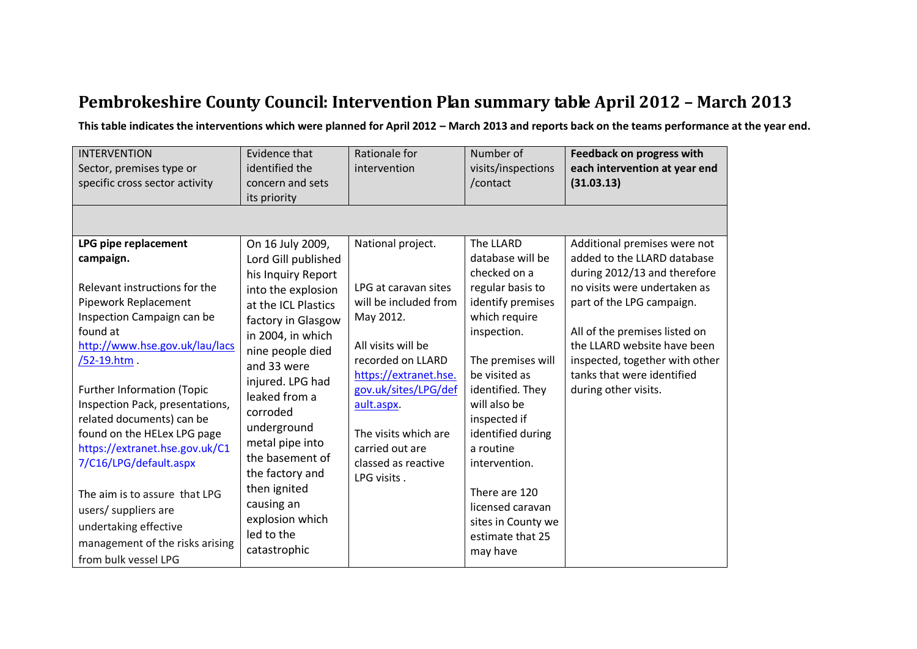# Pembrokeshire County Council: Intervention Plan summary table April 2012 – March 2013

**This table indicates the interventions which were planned for April 2012 – March 2013 and reports back on the teams performance at the year end.**

| INTERVENTION<br>Sector, premises type or specific cross sector activity | Evidence that identified the concern and sets its priority | Rationale for intervention | Number of visits/inspections /contact | **Feedback on progress with each intervention at year end (31.03.13)** |
|---|---|---|---|---|
| | | | | |
| **LPG pipe replacement campaign.**<br><br>Relevant instructions for the Pipework Replacement Inspection Campaign can be found at http://www.hse.gov.uk/lau/lacs/52-19.htm .<br><br>Further Information (Topic Inspection Pack, presentations, related documents) can be found on the HELex LPG page https://extranet.hse.gov.uk/C17/C16/LPG/default.aspx<br><br>The aim is to assure that LPG users/ suppliers are undertaking effective management of the risks arising from bulk vessel LPG | On 16 July 2009, Lord Gill published his Inquiry Report into the explosion at the ICL Plastics factory in Glasgow in 2004, in which nine people died and 33 were injured. LPG had leaked from a corroded underground metal pipe into the basement of the factory and then ignited causing an explosion which led to the catastrophic | National project.<br><br>LPG at caravan sites will be included from May 2012.<br><br>All visits will be recorded on LLARD https://extranet.hse.gov.uk/sites/LPG/default.aspx.<br><br>The visits which are carried out are classed as reactive LPG visits . | The LLARD database will be checked on a regular basis to identify premises which require inspection.<br><br>The premises will be visited as identified. They will also be inspected if identified during a routine intervention.<br><br>There are 120 licensed caravan sites in County we estimate that 25 may have | Additional premises were not added to the LLARD database during 2012/13 and therefore no visits were undertaken as part of the LPG campaign.<br><br>All of the premises listed on the LLARD website have been inspected, together with other tanks that were identified during other visits. |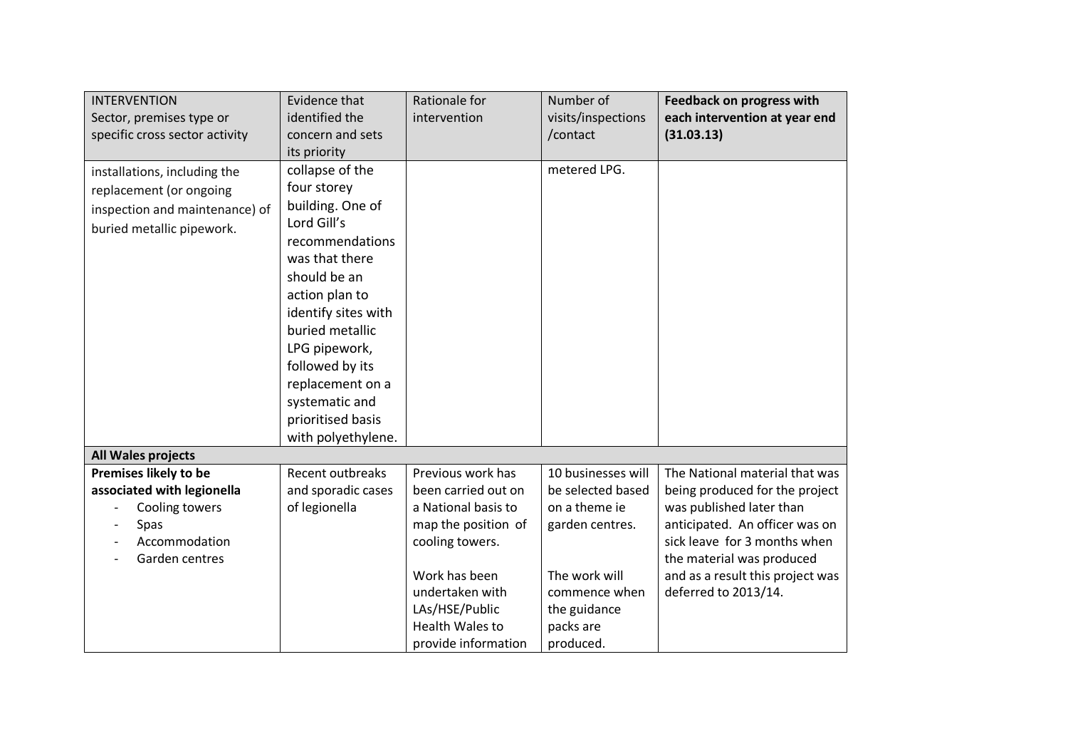| INTERVENTION Sector, premises type or specific cross sector activity | Evidence that identified the concern and sets its priority | Rationale for intervention | Number of visits/inspections /contact | **Feedback on progress with each intervention at year end (31.03.13)** |
|---|---|---|---|---|
| installations, including the replacement (or ongoing inspection and maintenance) of buried metallic pipework. | collapse of the four storey building. One of Lord Gill's recommendations was that there should be an action plan to identify sites with buried metallic LPG pipework, followed by its replacement on a systematic and prioritised basis with polyethylene. | | metered LPG. | |
| **All Wales projects** | | | | |
| **Premises likely to be associated with legionella**<br>- Cooling towers<br>- Spas<br>- Accommodation<br>- Garden centres | Recent outbreaks and sporadic cases of legionella | Previous work has been carried out on a National basis to map the position of cooling towers.<br><br>Work has been undertaken with LAs/HSE/Public Health Wales to provide information | 10 businesses will be selected based on a theme ie garden centres.<br><br>The work will commence when the guidance packs are produced. | The National material that was being produced for the project was published later than anticipated. An officer was on sick leave for 3 months when the material was produced and as a result this project was deferred to 2013/14. |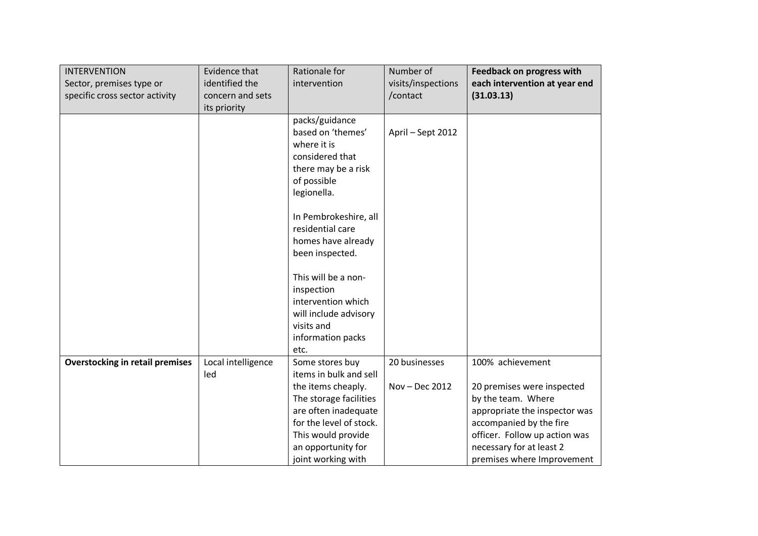| INTERVENTION Sector, premises type or specific cross sector activity | Evidence that identified the concern and sets its priority | Rationale for intervention | Number of visits/inspections /contact | **Feedback on progress with each intervention at year end (31.03.13)** |
|---|---|---|---|---|
| | | packs/guidance based on 'themes' where it is considered that there may be a risk of possible legionella.<br><br>In Pembrokeshire, all residential care homes have already been inspected.<br><br>This will be a non-inspection intervention which will include advisory visits and information packs etc. | April – Sept 2012 | |
| **Overstocking in retail premises** | Local intelligence led | Some stores buy items in bulk and sell the items cheaply. The storage facilities are often inadequate for the level of stock. This would provide an opportunity for joint working with | 20 businesses<br><br>Nov – Dec 2012 | 100% achievement<br><br>20 premises were inspected by the team. Where appropriate the inspector was accompanied by the fire officer. Follow up action was necessary for at least 2 premises where Improvement |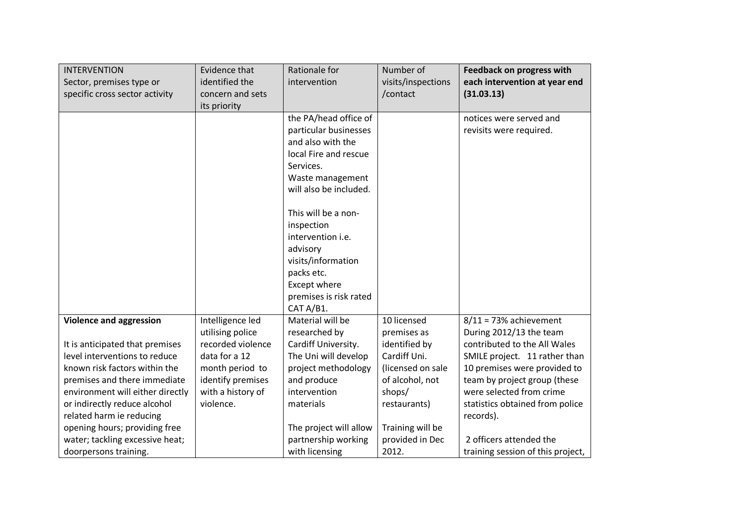| INTERVENTION Sector, premises type or specific cross sector activity | Evidence that identified the concern and sets its priority | Rationale for intervention | Number of visits/inspections /contact | **Feedback on progress with each intervention at year end (31.03.13)** |
|---|---|---|---|---|
| | | the PA/head office of particular businesses and also with the local Fire and rescue Services. Waste management will also be included.<br><br>This will be a non-inspection intervention i.e. advisory visits/information packs etc. Except where premises is risk rated CAT A/B1. | | notices were served and revisits were required. |
| **Violence and aggression**<br><br>It is anticipated that premises level interventions to reduce known risk factors within the premises and there immediate environment will either directly or indirectly reduce alcohol related harm ie reducing opening hours; providing free water; tackling excessive heat; doorpersons training. | Intelligence led utilising police recorded violence data for a 12 month period to identify premises with a history of violence. | Material will be researched by Cardiff University. The Uni will develop project methodology and produce intervention materials<br><br>The project will allow partnership working with licensing | 10 licensed premises as identified by Cardiff Uni. (licensed on sale of alcohol, not shops/ restaurants)<br><br>Training will be provided in Dec 2012. | 8/11 = 73% achievement During 2012/13 the team contributed to the All Wales SMILE project. 11 rather than 10 premises were provided to team by project group (these were selected from crime statistics obtained from police records).<br><br>2 officers attended the training session of this project, |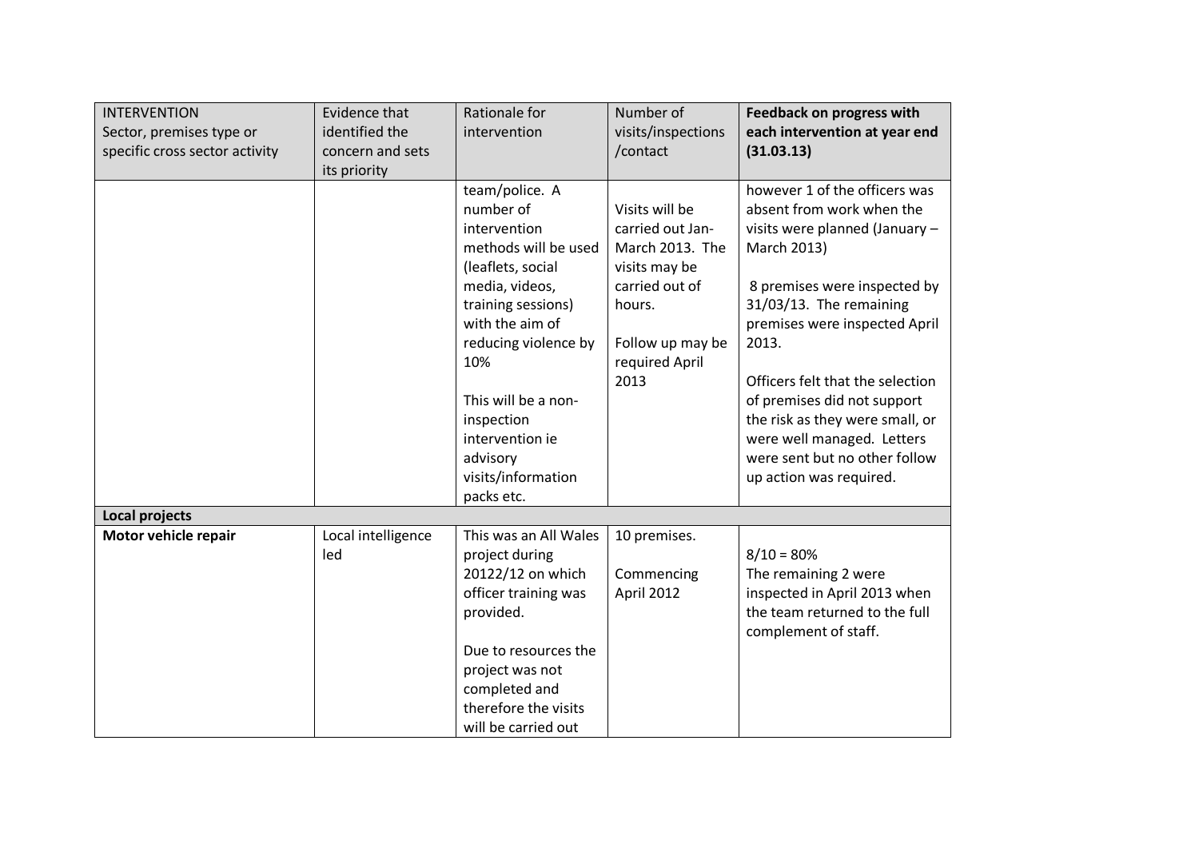| INTERVENTION<br>Sector, premises type or specific cross sector activity | Evidence that identified the concern and sets its priority | Rationale for intervention | Number of visits/inspections /contact | **Feedback on progress with each intervention at year end (31.03.13)** |
|---|---|---|---|---|
| | | team/police. A number of intervention methods will be used (leaflets, social media, videos, training sessions) with the aim of reducing violence by 10%<br><br>This will be a non-inspection intervention ie advisory visits/information packs etc. | Visits will be carried out Jan-March 2013. The visits may be carried out of hours.<br><br>Follow up may be required April 2013 | however 1 of the officers was absent from work when the visits were planned (January – March 2013)<br><br>8 premises were inspected by 31/03/13. The remaining premises were inspected April 2013.<br><br>Officers felt that the selection of premises did not support the risk as they were small, or were well managed. Letters were sent but no other follow up action was required. |
| **Local projects** | | | | |
| **Motor vehicle repair** | Local intelligence led | This was an All Wales project during 20122/12 on which officer training was provided.<br><br>Due to resources the project was not completed and therefore the visits will be carried out | 10 premises.<br><br>Commencing April 2012 | 8/10 = 80%<br>The remaining 2 were inspected in April 2013 when the team returned to the full complement of staff. |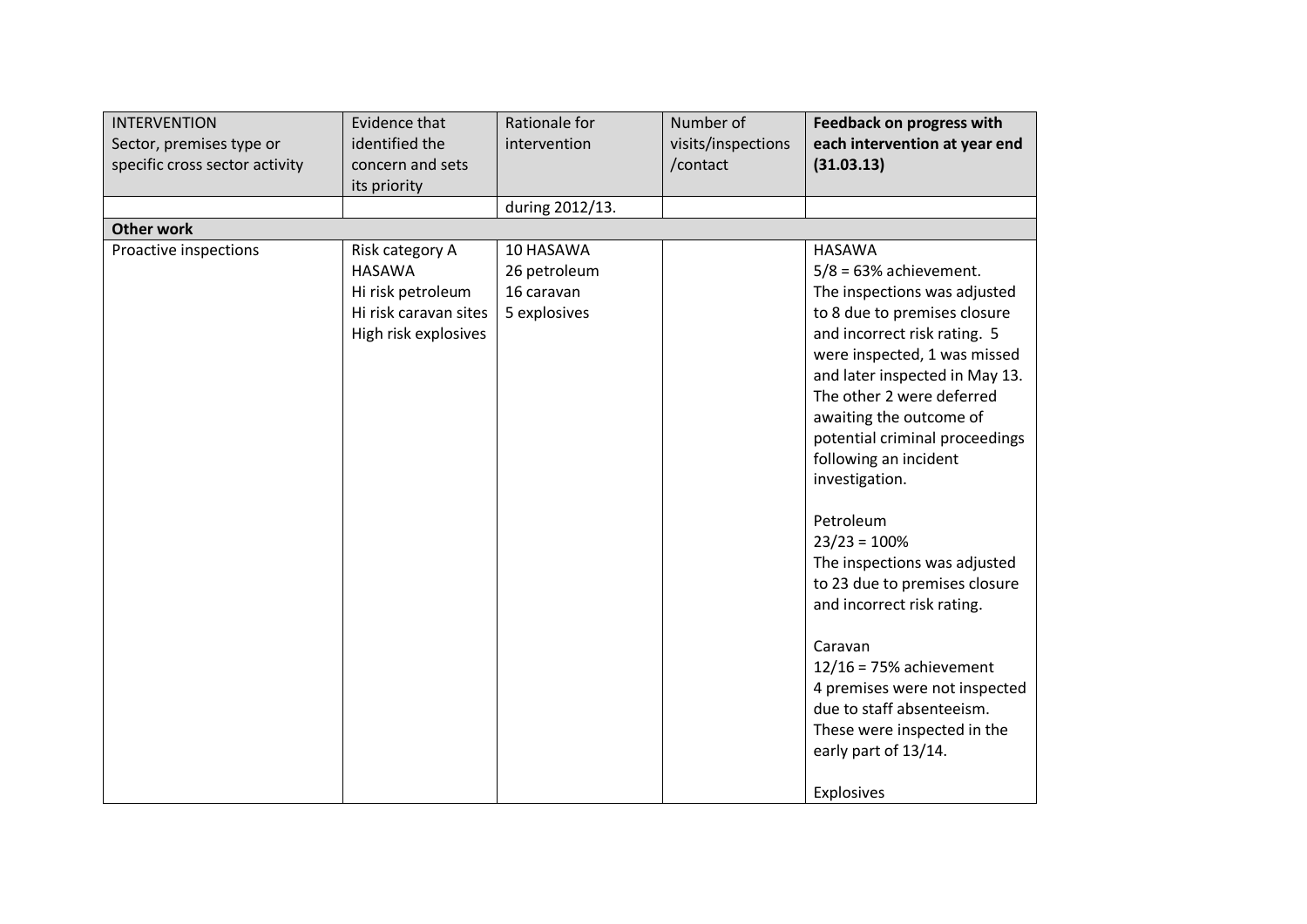| INTERVENTION<br>Sector, premises type or specific cross sector activity | Evidence that identified the concern and sets its priority | Rationale for intervention | Number of visits/inspections /contact | **Feedback on progress with each intervention at year end (31.03.13)** |
|---|---|---|---|---|
| | | during 2012/13. | | |
| **Other work** | | | | |
| Proactive inspections | Risk category A<br>HASAWA<br>Hi risk petroleum<br>Hi risk caravan sites<br>High risk explosives | 10 HASAWA<br>26 petroleum<br>16 caravan<br>5 explosives | | HASAWA<br>5/8 = 63% achievement.<br>The inspections was adjusted to 8 due to premises closure and incorrect risk rating. 5 were inspected, 1 was missed and later inspected in May 13. The other 2 were deferred awaiting the outcome of potential criminal proceedings following an incident investigation.<br><br>Petroleum<br>23/23 = 100%<br>The inspections was adjusted to 23 due to premises closure and incorrect risk rating.<br><br>Caravan<br>12/16 = 75% achievement<br>4 premises were not inspected due to staff absenteeism. These were inspected in the early part of 13/14.<br><br>Explosives |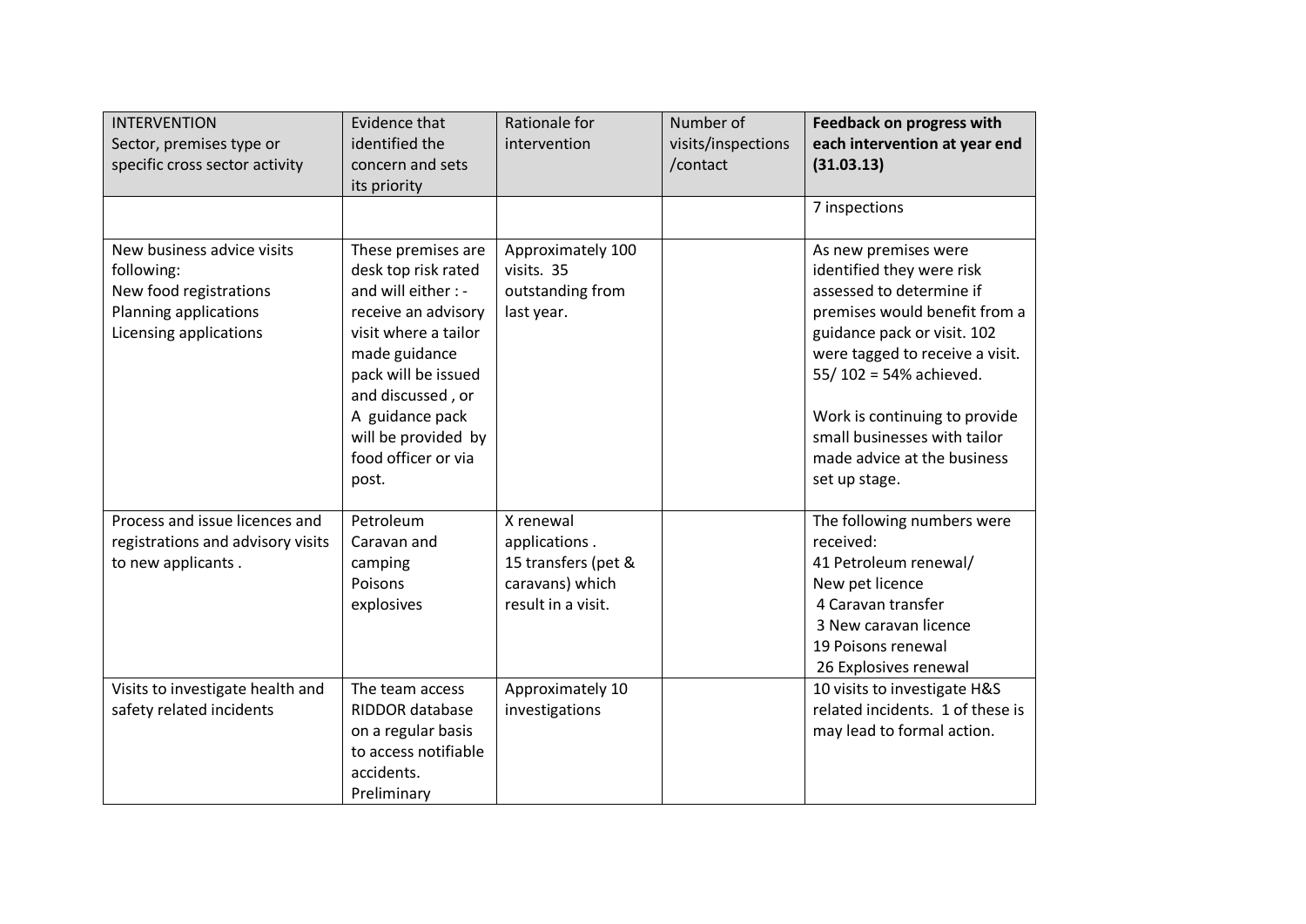| INTERVENTION<br>Sector, premises type or specific cross sector activity | Evidence that identified the concern and sets its priority | Rationale for intervention | Number of visits/inspections /contact | **Feedback on progress with each intervention at year end (31.03.13)** |
|---|---|---|---|---|
| | | | | 7 inspections |
| New business advice visits following:<br>New food registrations<br>Planning applications<br>Licensing applications | These premises are desk top risk rated and will either : - receive an advisory visit where a tailor made guidance pack will be issued and discussed , or<br>A guidance pack will be provided by food officer or via post. | Approximately 100 visits. 35 outstanding from last year. | | As new premises were identified they were risk assessed to determine if premises would benefit from a guidance pack or visit. 102 were tagged to receive a visit. 55/ 102 = 54% achieved.<br><br>Work is continuing to provide small businesses with tailor made advice at the business set up stage. |
| Process and issue licences and registrations and advisory visits to new applicants . | Petroleum<br>Caravan and camping<br>Poisons<br>explosives | X renewal applications .<br>15 transfers (pet & caravans) which result in a visit. | | The following numbers were received:<br>41 Petroleum renewal/<br>New pet licence<br>4 Caravan transfer<br>3 New caravan licence<br>19 Poisons renewal<br>26 Explosives renewal |
| Visits to investigate health and safety related incidents | The team access RIDDOR database on a regular basis to access notifiable accidents.<br>Preliminary | Approximately 10 investigations | | 10 visits to investigate H&S related incidents. 1 of these is may lead to formal action. |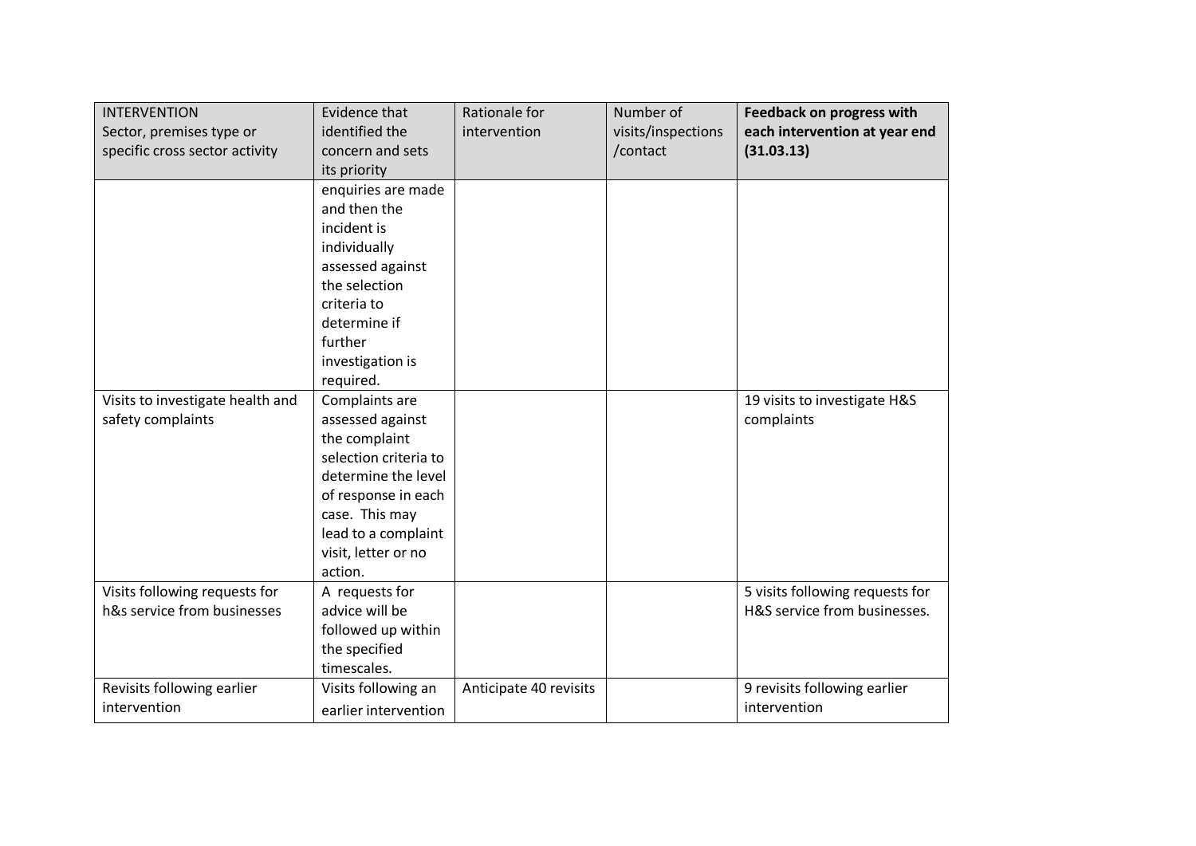| INTERVENTION Sector, premises type or specific cross sector activity | Evidence that identified the concern and sets its priority | Rationale for intervention | Number of visits/inspections /contact | **Feedback on progress with each intervention at year end (31.03.13)** |
|---|---|---|---|---|
| | enquiries are made and then the incident is individually assessed against the selection criteria to determine if further investigation is required. | | | |
| Visits to investigate health and safety complaints | Complaints are assessed against the complaint selection criteria to determine the level of response in each case. This may lead to a complaint visit, letter or no action. | | | 19 visits to investigate H&S complaints |
| Visits following requests for h&s service from businesses | A requests for advice will be followed up within the specified timescales. | | | 5 visits following requests for H&S service from businesses. |
| Revisits following earlier intervention | Visits following an earlier intervention | Anticipate 40 revisits | | 9 revisits following earlier intervention |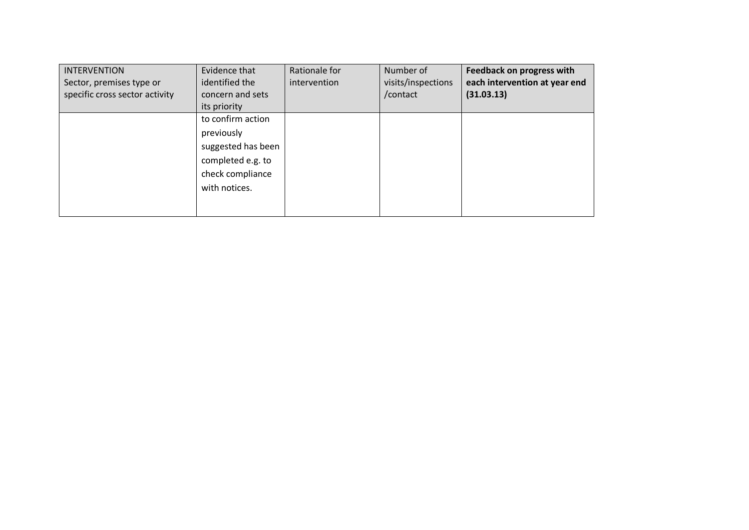| INTERVENTION<br>Sector, premises type or specific cross sector activity | Evidence that identified the concern and sets its priority | Rationale for intervention | Number of visits/inspections /contact | **Feedback on progress with each intervention at year end (31.03.13)** |
|---|---|---|---|---|
| | to confirm action previously suggested has been completed e.g. to check compliance with notices. | | | |